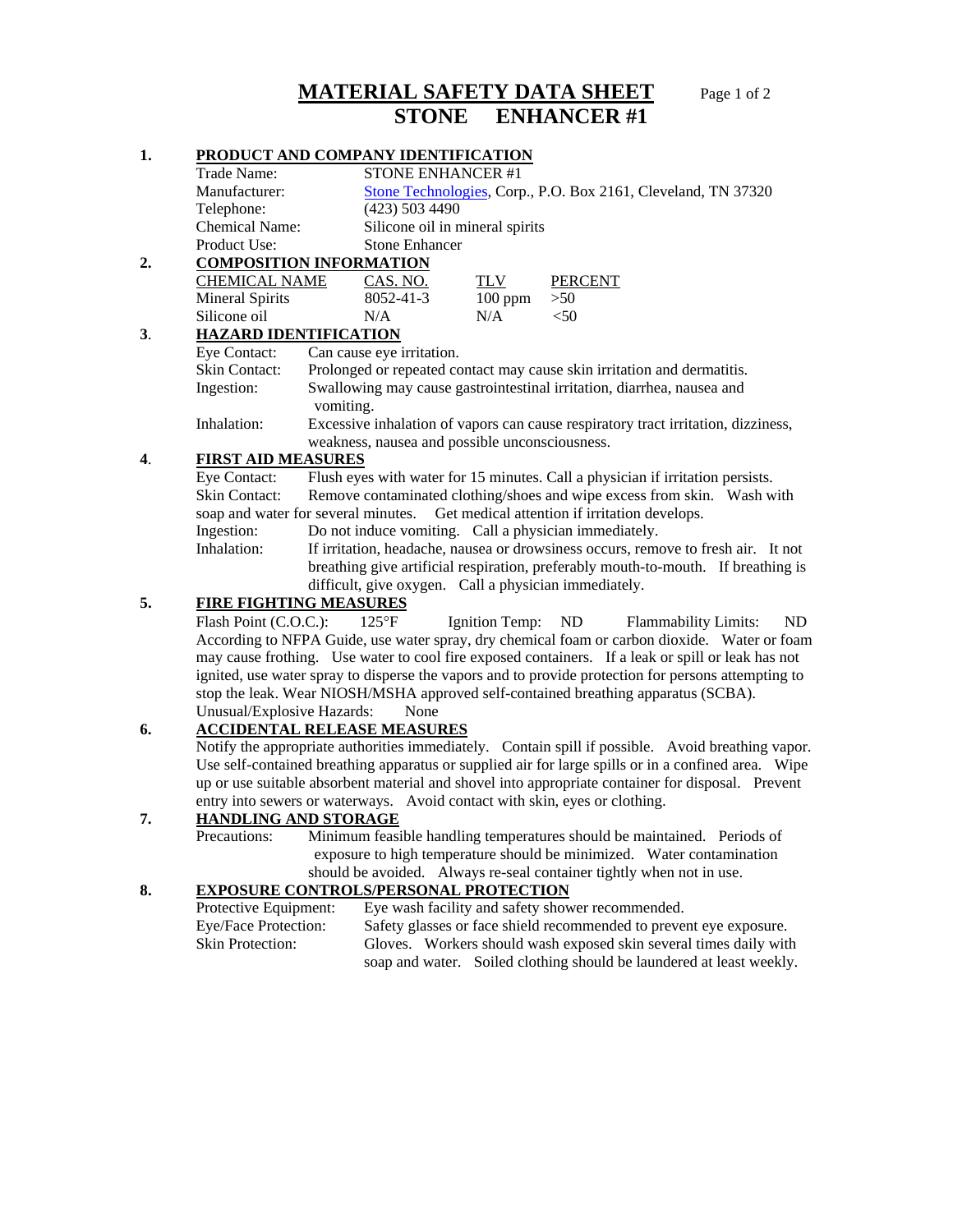# MATERIAL SAFETY DATA SHEET

# STONE ENHANCER #1

## 1. PRODUCT AND COMPANY IDENTIFICATION

Trade Name: STONE ENHANCER #1

Manufacturer: Stone Technologies, Corp., P.O. Box 2161, Cleveland, TN 37320

Telephone: (423) 503 4490

Chemical Name: Silicone oil in mineral spirits

Product Use: Stone Enhancer

## 2. COMPOSITION INFORMATION

| CHEMICAL NAME | CAS. NO. | TLV | PERCENT |
|---|---|---|---|
| Mineral Spirits | 8052-41-3 | 100 ppm | >50 |
| Silicone oil | N/A | N/A | <50 |

## 3. HAZARD IDENTIFICATION

Eye Contact: Can cause eye irritation.

Skin Contact: Prolonged or repeated contact may cause skin irritation and dermatitis.

Ingestion: Swallowing may cause gastrointestinal irritation, diarrhea, nausea and vomiting.

Inhalation: Excessive inhalation of vapors can cause respiratory tract irritation, dizziness, weakness, nausea and possible unconsciousness.

## 4. FIRST AID MEASURES

Eye Contact: Flush eyes with water for 15 minutes. Call a physician if irritation persists.

Skin Contact: Remove contaminated clothing/shoes and wipe excess from skin. Wash with soap and water for several minutes. Get medical attention if irritation develops.

Ingestion: Do not induce vomiting. Call a physician immediately.

Inhalation: If irritation, headache, nausea or drowsiness occurs, remove to fresh air. It not breathing give artificial respiration, preferably mouth-to-mouth. If breathing is difficult, give oxygen. Call a physician immediately.

## 5. FIRE FIGHTING MEASURES

Flash Point (C.O.C.): 125°F Ignition Temp: ND Flammability Limits: ND

According to NFPA Guide, use water spray, dry chemical foam or carbon dioxide. Water or foam may cause frothing. Use water to cool fire exposed containers. If a leak or spill or leak has not ignited, use water spray to disperse the vapors and to provide protection for persons attempting to stop the leak. Wear NIOSH/MSHA approved self-contained breathing apparatus (SCBA).

Unusual/Explosive Hazards: None

## 6. ACCIDENTAL RELEASE MEASURES

Notify the appropriate authorities immediately. Contain spill if possible. Avoid breathing vapor. Use self-contained breathing apparatus or supplied air for large spills or in a confined area. Wipe up or use suitable absorbent material and shovel into appropriate container for disposal. Prevent entry into sewers or waterways. Avoid contact with skin, eyes or clothing.

## 7. HANDLING AND STORAGE

Precautions: Minimum feasible handling temperatures should be maintained. Periods of exposure to high temperature should be minimized. Water contamination should be avoided. Always re-seal container tightly when not in use.

## 8. EXPOSURE CONTROLS/PERSONAL PROTECTION

Protective Equipment: Eye wash facility and safety shower recommended.

Eye/Face Protection: Safety glasses or face shield recommended to prevent eye exposure.

Skin Protection: Gloves. Workers should wash exposed skin several times daily with soap and water. Soiled clothing should be laundered at least weekly.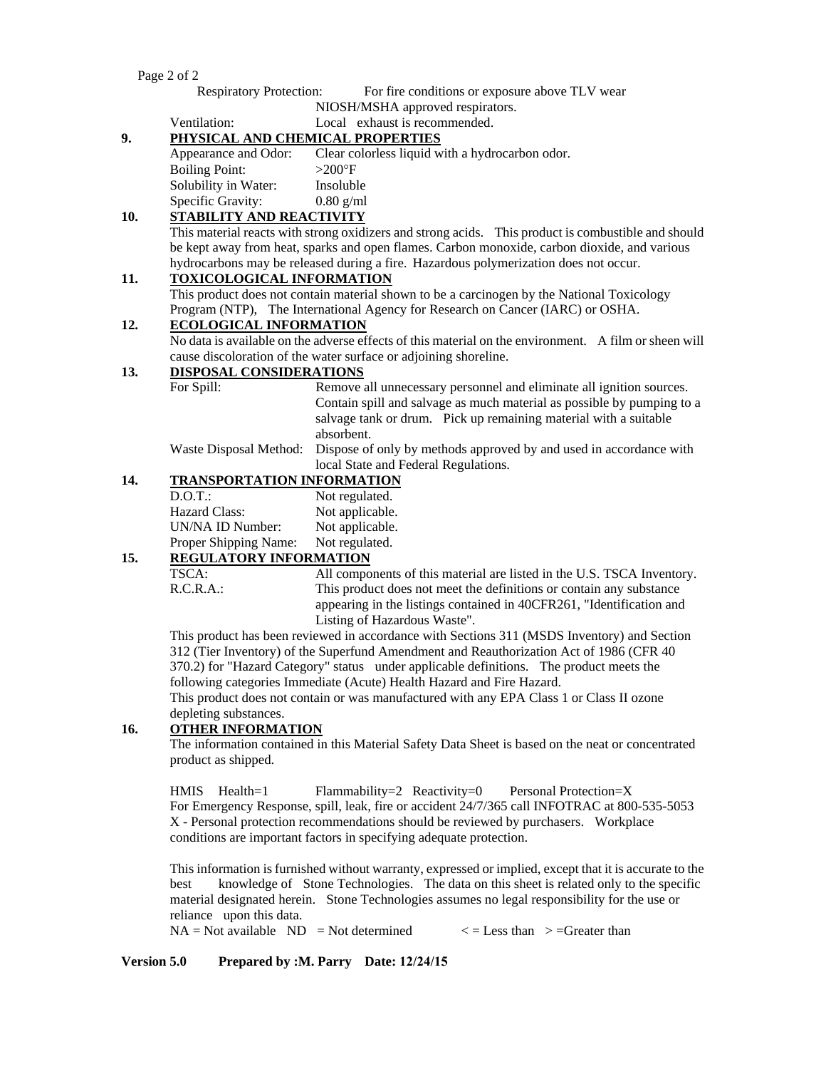Respiratory Protection: For fire conditions or exposure above TLV wear NIOSH/MSHA approved respirators.

Ventilation: Local exhaust is recommended.

## 9. PHYSICAL AND CHEMICAL PROPERTIES

| | |
|---|---|
| Appearance and Odor: | Clear colorless liquid with a hydrocarbon odor. |
| Boiling Point: | >200°F |
| Solubility in Water: | Insoluble |
| Specific Gravity: | 0.80 g/ml |

## 10. STABILITY AND REACTIVITY

This material reacts with strong oxidizers and strong acids. This product is combustible and should be kept away from heat, sparks and open flames. Carbon monoxide, carbon dioxide, and various hydrocarbons may be released during a fire. Hazardous polymerization does not occur.

## 11. TOXICOLOGICAL INFORMATION

This product does not contain material shown to be a carcinogen by the National Toxicology Program (NTP), The International Agency for Research on Cancer (IARC) or OSHA.

## 12. ECOLOGICAL INFORMATION

No data is available on the adverse effects of this material on the environment. A film or sheen will cause discoloration of the water surface or adjoining shoreline.

## 13. DISPOSAL CONSIDERATIONS

| | |
|---|---|
| For Spill: | Remove all unnecessary personnel and eliminate all ignition sources. Contain spill and salvage as much material as possible by pumping to a salvage tank or drum. Pick up remaining material with a suitable absorbent. |
| Waste Disposal Method: | Dispose of only by methods approved by and used in accordance with local State and Federal Regulations. |

## 14. TRANSPORTATION INFORMATION

| | |
|---|---|
| D.O.T.: | Not regulated. |
| Hazard Class: | Not applicable. |
| UN/NA ID Number: | Not applicable. |
| Proper Shipping Name: | Not regulated. |

## 15. REGULATORY INFORMATION

| | |
|---|---|
| TSCA: | All components of this material are listed in the U.S. TSCA Inventory. |
| R.C.R.A.: | This product does not meet the definitions or contain any substance appearing in the listings contained in 40CFR261, "Identification and Listing of Hazardous Waste". |

This product has been reviewed in accordance with Sections 311 (MSDS Inventory) and Section 312 (Tier Inventory) of the Superfund Amendment and Reauthorization Act of 1986 (CFR 40 370.2) for "Hazard Category" status under applicable definitions. The product meets the following categories Immediate (Acute) Health Hazard and Fire Hazard.

This product does not contain or was manufactured with any EPA Class 1 or Class II ozone depleting substances.

## 16. OTHER INFORMATION

The information contained in this Material Safety Data Sheet is based on the neat or concentrated product as shipped.

HMIS Health=1 Flammability=2 Reactivity=0 Personal Protection=X

For Emergency Response, spill, leak, fire or accident 24/7/365 call INFOTRAC at 800-535-5053

X - Personal protection recommendations should be reviewed by purchasers. Workplace conditions are important factors in specifying adequate protection.

This information is furnished without warranty, expressed or implied, except that it is accurate to the best knowledge of Stone Technologies. The data on this sheet is related only to the specific material designated herein. Stone Technologies assumes no legal responsibility for the use or reliance upon this data.

NA = Not available ND = Not determined < = Less than > =Greater than

**Version 5.0 Prepared by :M. Parry Date: 12/24/15**